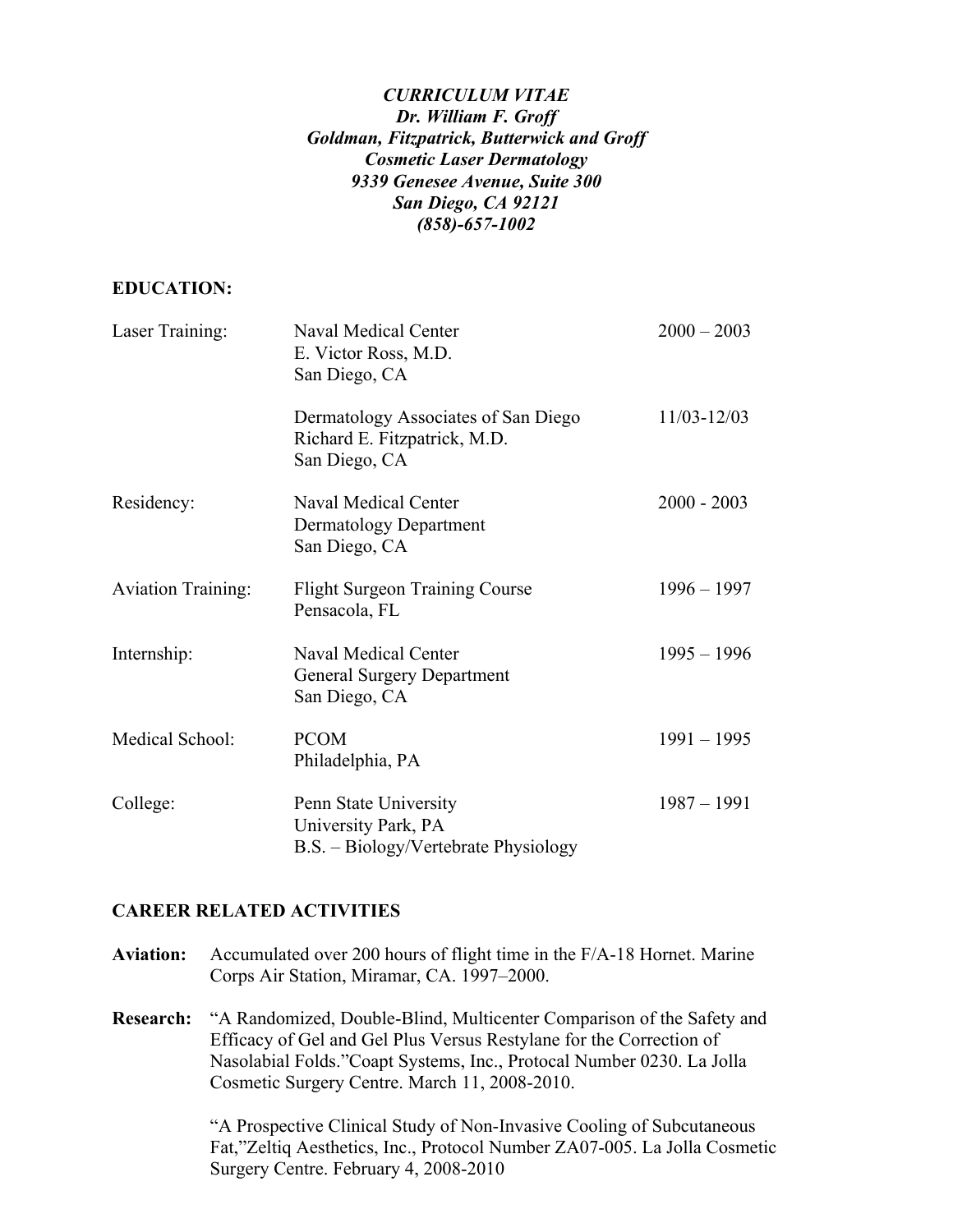***CURRICULUM VITAE***
***Dr. William F. Groff***
***Goldman, Fitzpatrick, Butterwick and Groff***
***Cosmetic Laser Dermatology***
***9339 Genesee Avenue, Suite 300***
***San Diego, CA 92121***
***(858)-657-1002***

## EDUCATION:

| | | |
|---|---|---|
| Laser Training: | Naval Medical Center<br>E. Victor Ross, M.D.<br>San Diego, CA | 2000 – 2003 |
| | Dermatology Associates of San Diego<br>Richard E. Fitzpatrick, M.D.<br>San Diego, CA | 11/03-12/03 |
| Residency: | Naval Medical Center<br>Dermatology Department<br>San Diego, CA | 2000 - 2003 |
| Aviation Training: | Flight Surgeon Training Course<br>Pensacola, FL | 1996 – 1997 |
| Internship: | Naval Medical Center<br>General Surgery Department<br>San Diego, CA | 1995 – 1996 |
| Medical School: | PCOM<br>Philadelphia, PA | 1991 – 1995 |
| College: | Penn State University<br>University Park, PA<br>B.S. – Biology/Vertebrate Physiology | 1987 – 1991 |

## CAREER RELATED ACTIVITIES

**Aviation:** Accumulated over 200 hours of flight time in the F/A-18 Hornet. Marine Corps Air Station, Miramar, CA. 1997–2000.

**Research:** "A Randomized, Double-Blind, Multicenter Comparison of the Safety and Efficacy of Gel and Gel Plus Versus Restylane for the Correction of Nasolabial Folds."Coapt Systems, Inc., Protocal Number 0230. La Jolla Cosmetic Surgery Centre. March 11, 2008-2010.

"A Prospective Clinical Study of Non-Invasive Cooling of Subcutaneous Fat,"Zeltiq Aesthetics, Inc., Protocol Number ZA07-005. La Jolla Cosmetic Surgery Centre. February 4, 2008-2010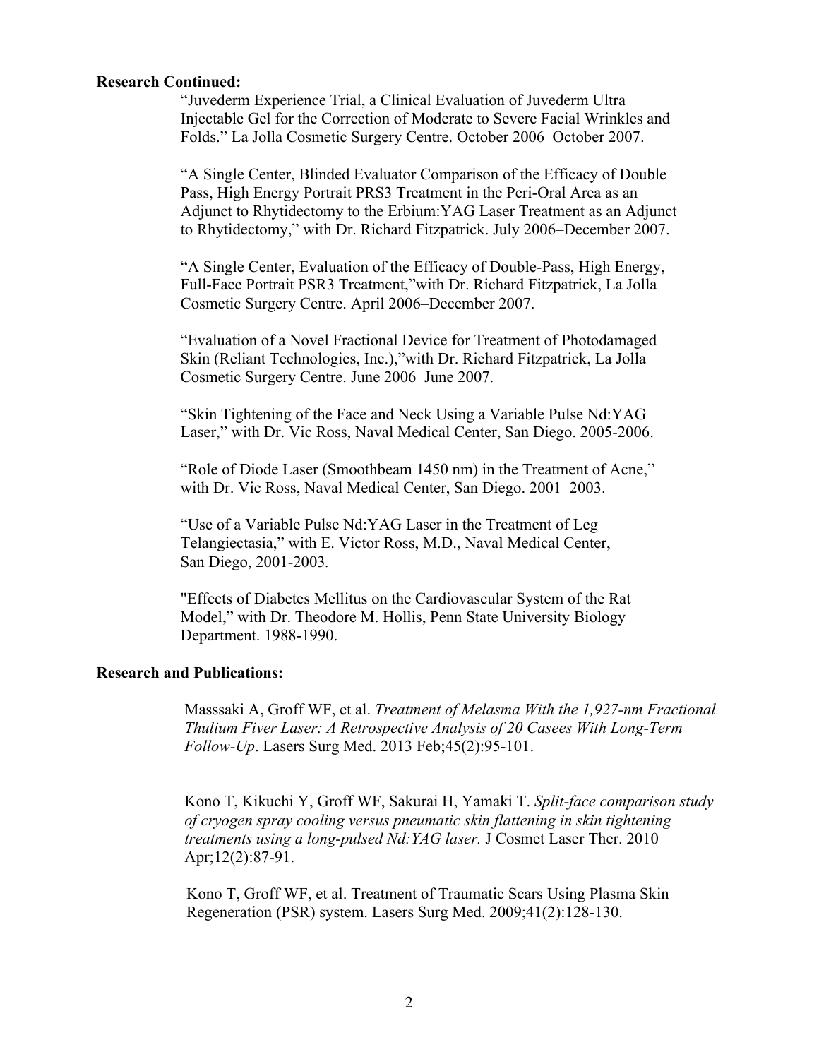**Research Continued:**

"Juvederm Experience Trial, a Clinical Evaluation of Juvederm Ultra Injectable Gel for the Correction of Moderate to Severe Facial Wrinkles and Folds." La Jolla Cosmetic Surgery Centre. October 2006–October 2007.

"A Single Center, Blinded Evaluator Comparison of the Efficacy of Double Pass, High Energy Portrait PRS3 Treatment in the Peri-Oral Area as an Adjunct to Rhytidectomy to the Erbium:YAG Laser Treatment as an Adjunct to Rhytidectomy," with Dr. Richard Fitzpatrick. July 2006–December 2007.

"A Single Center, Evaluation of the Efficacy of Double-Pass, High Energy, Full-Face Portrait PSR3 Treatment,"with Dr. Richard Fitzpatrick, La Jolla Cosmetic Surgery Centre. April 2006–December 2007.

"Evaluation of a Novel Fractional Device for Treatment of Photodamaged Skin (Reliant Technologies, Inc.),"with Dr. Richard Fitzpatrick, La Jolla Cosmetic Surgery Centre. June 2006–June 2007.

"Skin Tightening of the Face and Neck Using a Variable Pulse Nd:YAG Laser," with Dr. Vic Ross, Naval Medical Center, San Diego. 2005-2006.

"Role of Diode Laser (Smoothbeam 1450 nm) in the Treatment of Acne," with Dr. Vic Ross, Naval Medical Center, San Diego. 2001–2003.

"Use of a Variable Pulse Nd:YAG Laser in the Treatment of Leg Telangiectasia," with E. Victor Ross, M.D., Naval Medical Center, San Diego, 2001-2003.

"Effects of Diabetes Mellitus on the Cardiovascular System of the Rat Model," with Dr. Theodore M. Hollis, Penn State University Biology Department. 1988-1990.

**Research and Publications:**

Masssaki A, Groff WF, et al. *Treatment of Melasma With the 1,927-nm Fractional Thulium Fiver Laser: A Retrospective Analysis of 20 Casees With Long-Term Follow-Up*. Lasers Surg Med. 2013 Feb;45(2):95-101.

Kono T, Kikuchi Y, Groff WF, Sakurai H, Yamaki T. *Split-face comparison study of cryogen spray cooling versus pneumatic skin flattening in skin tightening treatments using a long-pulsed Nd:YAG laser.* J Cosmet Laser Ther. 2010 Apr;12(2):87-91.

Kono T, Groff WF, et al. Treatment of Traumatic Scars Using Plasma Skin Regeneration (PSR) system. Lasers Surg Med. 2009;41(2):128-130.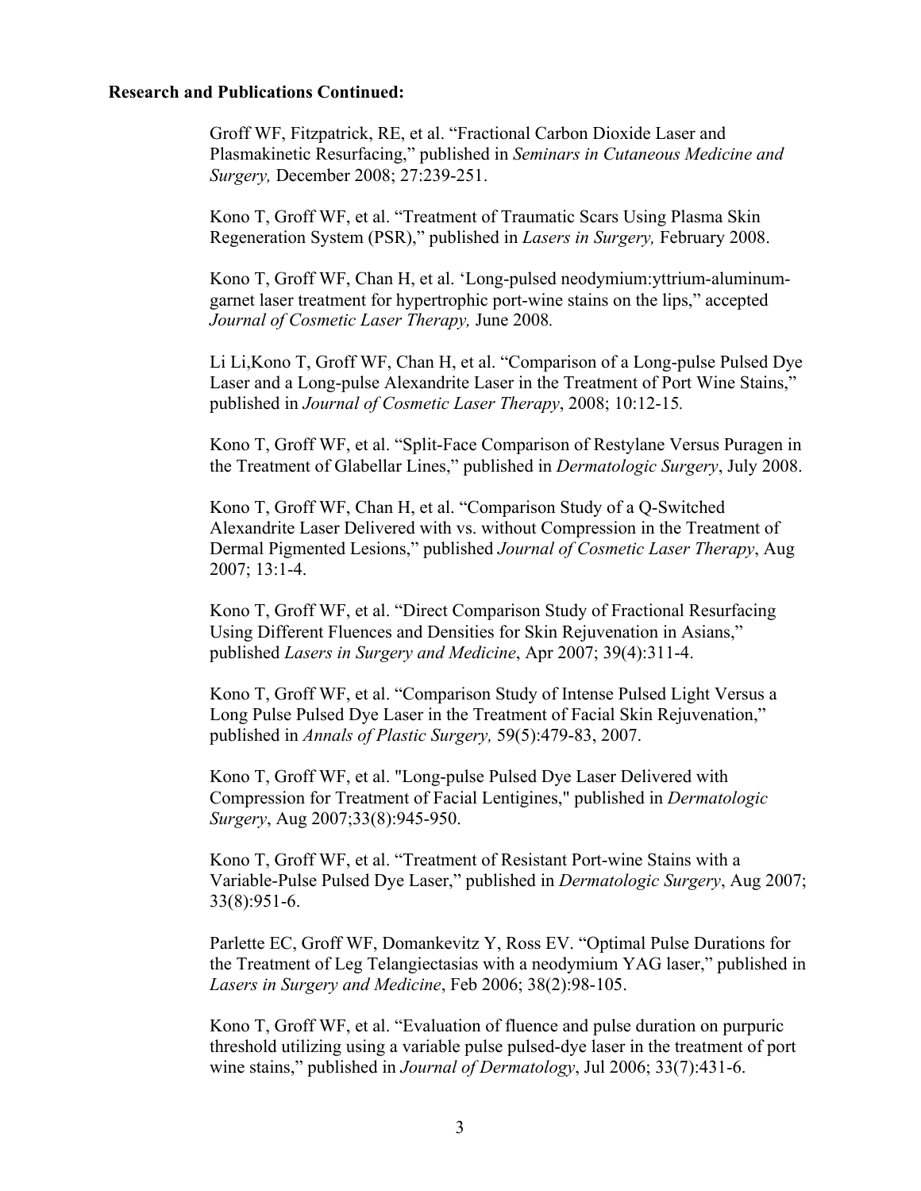**Research and Publications Continued:**

Groff WF, Fitzpatrick, RE, et al. "Fractional Carbon Dioxide Laser and Plasmakinetic Resurfacing," published in *Seminars in Cutaneous Medicine and Surgery,* December 2008; 27:239-251.

Kono T, Groff WF, et al. "Treatment of Traumatic Scars Using Plasma Skin Regeneration System (PSR)," published in *Lasers in Surgery,* February 2008.

Kono T, Groff WF, Chan H, et al. 'Long-pulsed neodymium:yttrium-aluminum-garnet laser treatment for hypertrophic port-wine stains on the lips," accepted *Journal of Cosmetic Laser Therapy,* June 2008*.*

Li Li,Kono T, Groff WF, Chan H, et al. "Comparison of a Long-pulse Pulsed Dye Laser and a Long-pulse Alexandrite Laser in the Treatment of Port Wine Stains," published in *Journal of Cosmetic Laser Therapy*, 2008; 10:12-15*.*

Kono T, Groff WF, et al. "Split-Face Comparison of Restylane Versus Puragen in the Treatment of Glabellar Lines," published in *Dermatologic Surgery*, July 2008.

Kono T, Groff WF, Chan H, et al. "Comparison Study of a Q-Switched Alexandrite Laser Delivered with vs. without Compression in the Treatment of Dermal Pigmented Lesions," published *Journal of Cosmetic Laser Therapy*, Aug 2007; 13:1-4.

Kono T, Groff WF, et al. "Direct Comparison Study of Fractional Resurfacing Using Different Fluences and Densities for Skin Rejuvenation in Asians," published *Lasers in Surgery and Medicine*, Apr 2007; 39(4):311-4.

Kono T, Groff WF, et al. "Comparison Study of Intense Pulsed Light Versus a Long Pulse Pulsed Dye Laser in the Treatment of Facial Skin Rejuvenation," published in *Annals of Plastic Surgery,* 59(5):479-83, 2007.

Kono T, Groff WF, et al. "Long-pulse Pulsed Dye Laser Delivered with Compression for Treatment of Facial Lentigines," published in *Dermatologic Surgery*, Aug 2007;33(8):945-950.

Kono T, Groff WF, et al. "Treatment of Resistant Port-wine Stains with a Variable-Pulse Pulsed Dye Laser," published in *Dermatologic Surgery*, Aug 2007; 33(8):951-6.

Parlette EC, Groff WF, Domankevitz Y, Ross EV. "Optimal Pulse Durations for the Treatment of Leg Telangiectasias with a neodymium YAG laser," published in *Lasers in Surgery and Medicine*, Feb 2006; 38(2):98-105.

Kono T, Groff WF, et al. "Evaluation of fluence and pulse duration on purpuric threshold utilizing using a variable pulse pulsed-dye laser in the treatment of port wine stains," published in *Journal of Dermatology*, Jul 2006; 33(7):431-6.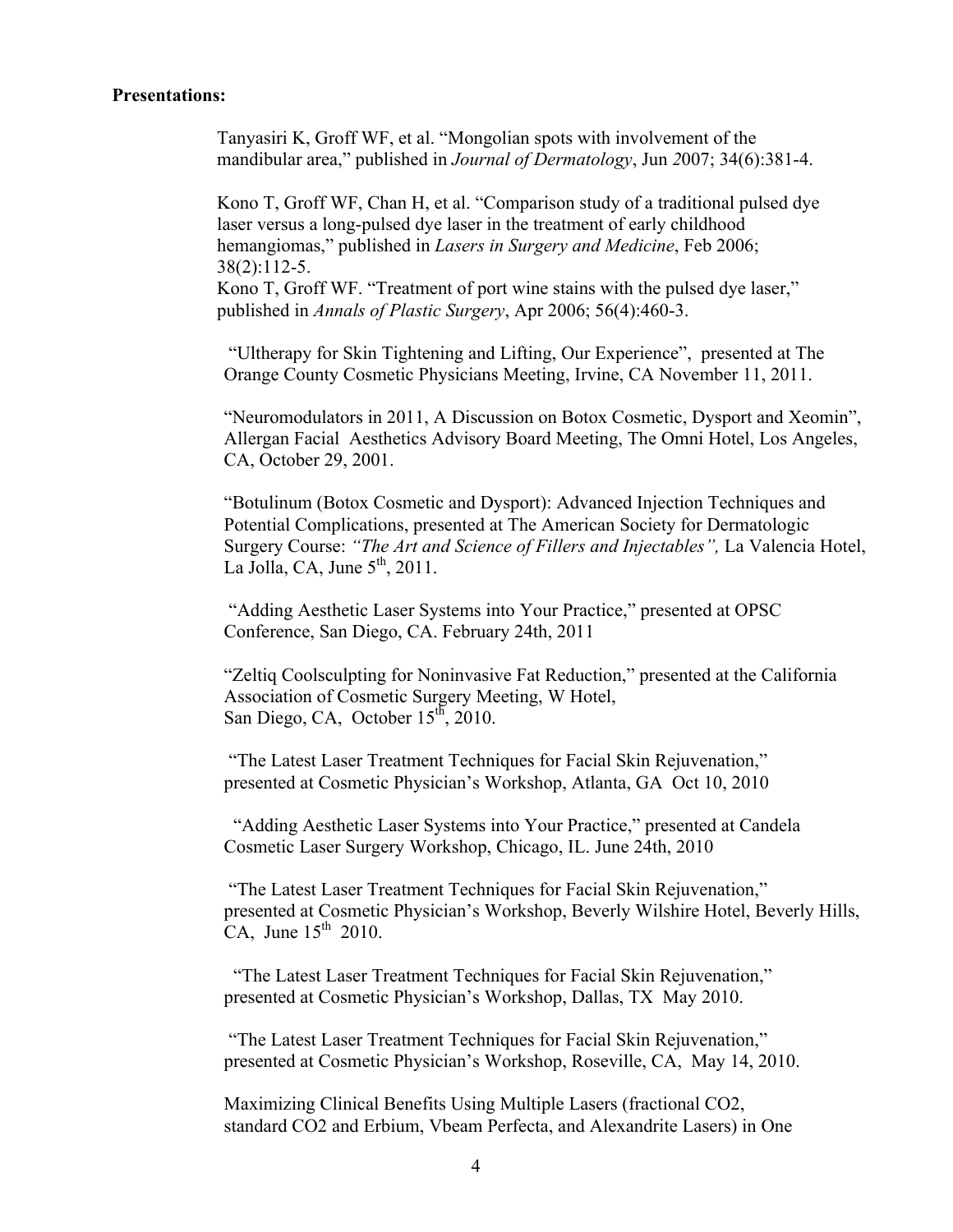**Presentations:**

Tanyasiri K, Groff WF, et al. "Mongolian spots with involvement of the mandibular area," published in *Journal of Dermatology*, Jun 2007; 34(6):381-4.

Kono T, Groff WF, Chan H, et al. "Comparison study of a traditional pulsed dye laser versus a long-pulsed dye laser in the treatment of early childhood hemangiomas," published in *Lasers in Surgery and Medicine*, Feb 2006; 38(2):112-5.
Kono T, Groff WF. "Treatment of port wine stains with the pulsed dye laser," published in *Annals of Plastic Surgery*, Apr 2006; 56(4):460-3.

"Ultherapy for Skin Tightening and Lifting, Our Experience", presented at The Orange County Cosmetic Physicians Meeting, Irvine, CA November 11, 2011.

"Neuromodulators in 2011, A Discussion on Botox Cosmetic, Dysport and Xeomin", Allergan Facial Aesthetics Advisory Board Meeting, The Omni Hotel, Los Angeles, CA, October 29, 2001.

"Botulinum (Botox Cosmetic and Dysport): Advanced Injection Techniques and Potential Complications, presented at The American Society for Dermatologic Surgery Course: *"The Art and Science of Fillers and Injectables",* La Valencia Hotel, La Jolla, CA, June 5th, 2011.

"Adding Aesthetic Laser Systems into Your Practice," presented at OPSC Conference, San Diego, CA. February 24th, 2011

"Zeltiq Coolsculpting for Noninvasive Fat Reduction," presented at the California Association of Cosmetic Surgery Meeting, W Hotel, San Diego, CA, October 15th, 2010.

"The Latest Laser Treatment Techniques for Facial Skin Rejuvenation," presented at Cosmetic Physician's Workshop, Atlanta, GA Oct 10, 2010

"Adding Aesthetic Laser Systems into Your Practice," presented at Candela Cosmetic Laser Surgery Workshop, Chicago, IL. June 24th, 2010

"The Latest Laser Treatment Techniques for Facial Skin Rejuvenation," presented at Cosmetic Physician's Workshop, Beverly Wilshire Hotel, Beverly Hills, CA, June 15th 2010.

"The Latest Laser Treatment Techniques for Facial Skin Rejuvenation," presented at Cosmetic Physician's Workshop, Dallas, TX May 2010.

"The Latest Laser Treatment Techniques for Facial Skin Rejuvenation," presented at Cosmetic Physician's Workshop, Roseville, CA, May 14, 2010.

Maximizing Clinical Benefits Using Multiple Lasers (fractional CO2, standard CO2 and Erbium, Vbeam Perfecta, and Alexandrite Lasers) in One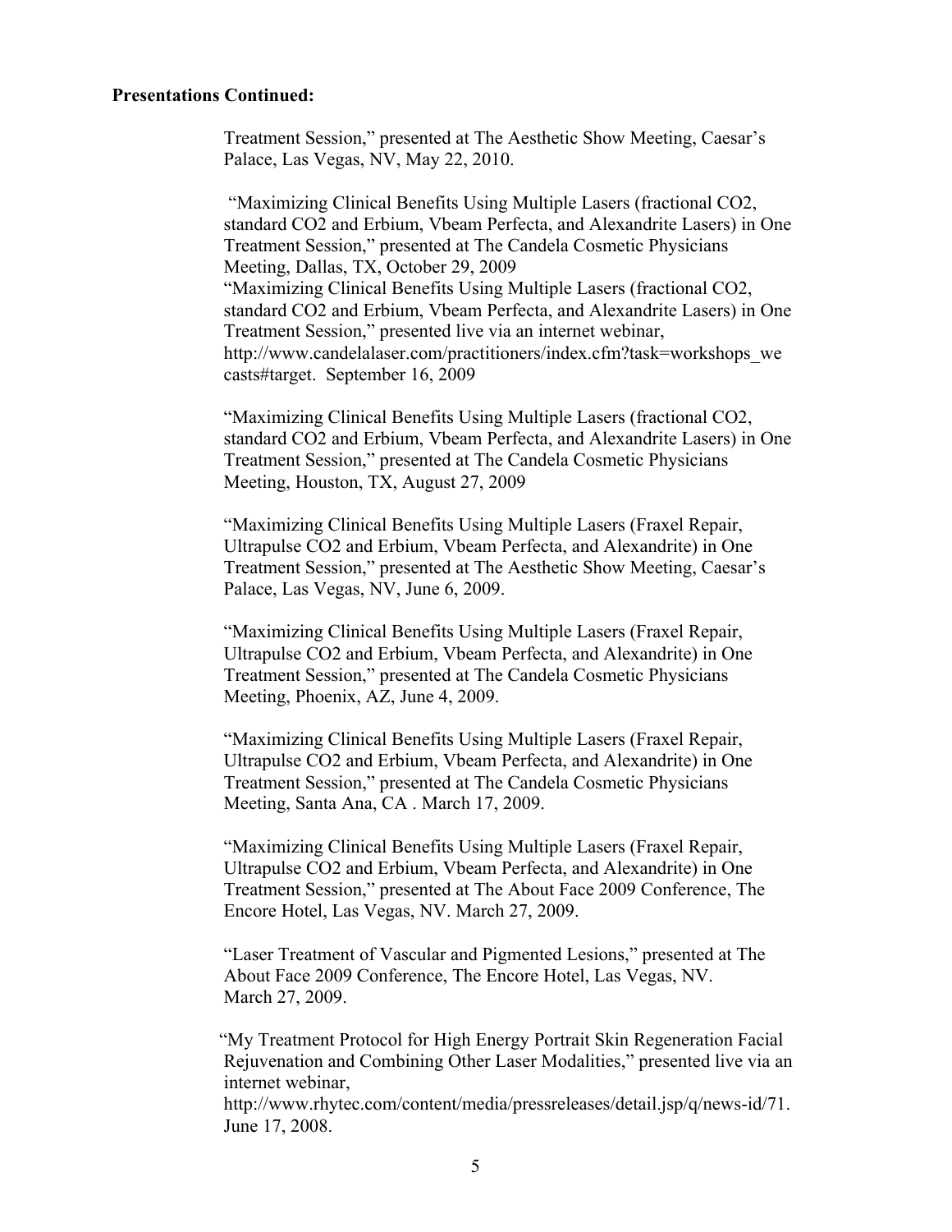**Presentations Continued:**

Treatment Session," presented at The Aesthetic Show Meeting, Caesar's Palace, Las Vegas, NV, May 22, 2010.

"Maximizing Clinical Benefits Using Multiple Lasers (fractional $CO_2$, standard $CO_2$ and Erbium, Vbeam Perfecta, and Alexandrite Lasers) in One Treatment Session," presented at The Candela Cosmetic Physicians Meeting, Dallas, TX, October 29, 2009

"Maximizing Clinical Benefits Using Multiple Lasers (fractional $CO_2$, standard $CO_2$ and Erbium, Vbeam Perfecta, and Alexandrite Lasers) in One Treatment Session," presented live via an internet webinar, http://www.candelalaser.com/practitioners/index.cfm?task=workshops_webcasts#target. September 16, 2009

"Maximizing Clinical Benefits Using Multiple Lasers (fractional $CO_2$, standard $CO_2$ and Erbium, Vbeam Perfecta, and Alexandrite Lasers) in One Treatment Session," presented at The Candela Cosmetic Physicians Meeting, Houston, TX, August 27, 2009

"Maximizing Clinical Benefits Using Multiple Lasers (Fraxel Repair, Ultrapulse $CO_2$ and Erbium, Vbeam Perfecta, and Alexandrite) in One Treatment Session," presented at The Aesthetic Show Meeting, Caesar's Palace, Las Vegas, NV, June 6, 2009.

"Maximizing Clinical Benefits Using Multiple Lasers (Fraxel Repair, Ultrapulse $CO_2$ and Erbium, Vbeam Perfecta, and Alexandrite) in One Treatment Session," presented at The Candela Cosmetic Physicians Meeting, Phoenix, AZ, June 4, 2009.

"Maximizing Clinical Benefits Using Multiple Lasers (Fraxel Repair, Ultrapulse $CO_2$ and Erbium, Vbeam Perfecta, and Alexandrite) in One Treatment Session," presented at The Candela Cosmetic Physicians Meeting, Santa Ana, CA . March 17, 2009.

"Maximizing Clinical Benefits Using Multiple Lasers (Fraxel Repair, Ultrapulse $CO_2$ and Erbium, Vbeam Perfecta, and Alexandrite) in One Treatment Session," presented at The About Face 2009 Conference, The Encore Hotel, Las Vegas, NV. March 27, 2009.

"Laser Treatment of Vascular and Pigmented Lesions," presented at The About Face 2009 Conference, The Encore Hotel, Las Vegas, NV. March 27, 2009.

"My Treatment Protocol for High Energy Portrait Skin Regeneration Facial Rejuvenation and Combining Other Laser Modalities," presented live via an internet webinar, http://www.rhytec.com/content/media/pressreleases/detail.jsp/q/news-id/71. June 17, 2008.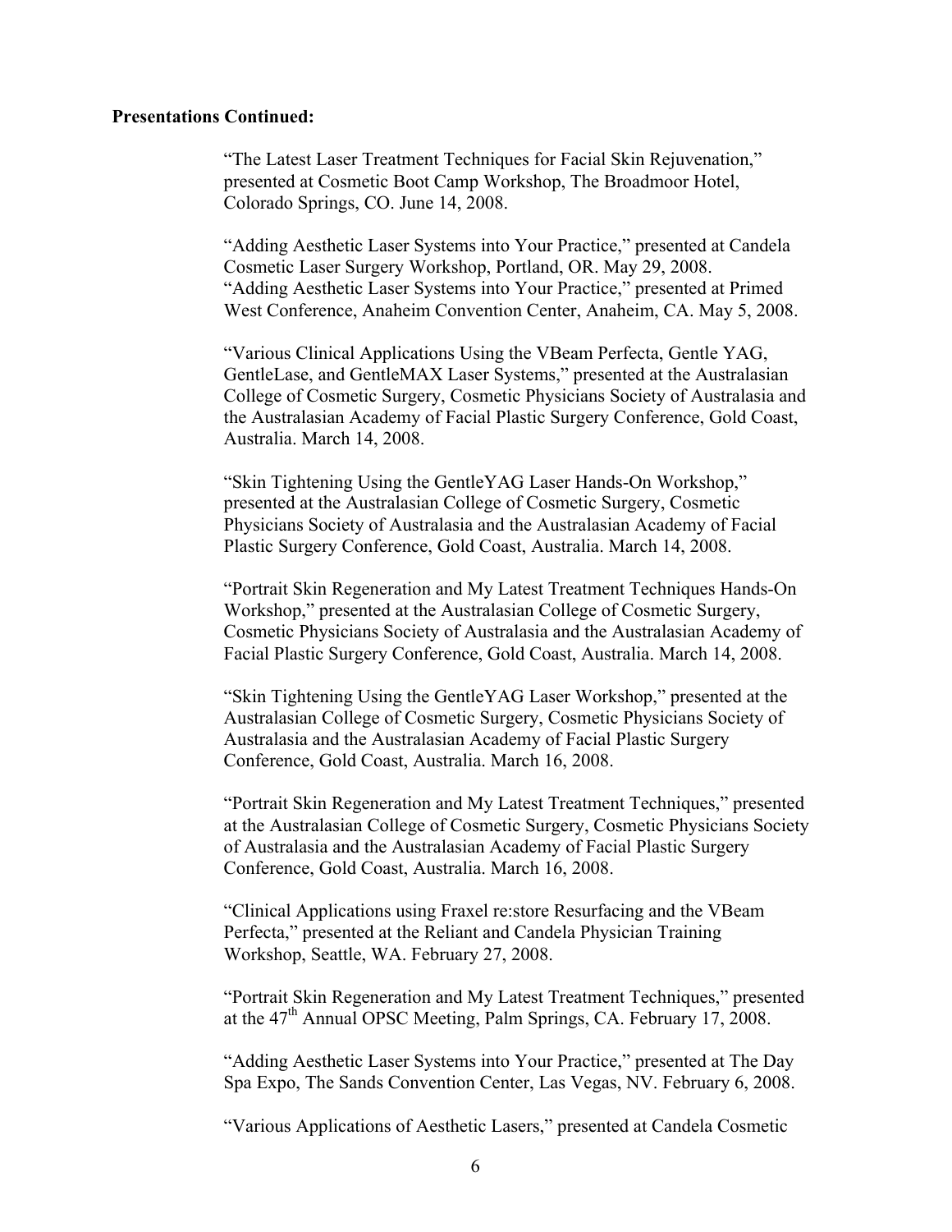**Presentations Continued:**

"The Latest Laser Treatment Techniques for Facial Skin Rejuvenation," presented at Cosmetic Boot Camp Workshop, The Broadmoor Hotel, Colorado Springs, CO. June 14, 2008.

"Adding Aesthetic Laser Systems into Your Practice," presented at Candela Cosmetic Laser Surgery Workshop, Portland, OR. May 29, 2008.
"Adding Aesthetic Laser Systems into Your Practice," presented at Primed West Conference, Anaheim Convention Center, Anaheim, CA. May 5, 2008.

"Various Clinical Applications Using the VBeam Perfecta, Gentle YAG, GentleLase, and GentleMAX Laser Systems," presented at the Australasian College of Cosmetic Surgery, Cosmetic Physicians Society of Australasia and the Australasian Academy of Facial Plastic Surgery Conference, Gold Coast, Australia. March 14, 2008.

"Skin Tightening Using the GentleYAG Laser Hands-On Workshop," presented at the Australasian College of Cosmetic Surgery, Cosmetic Physicians Society of Australasia and the Australasian Academy of Facial Plastic Surgery Conference, Gold Coast, Australia. March 14, 2008.

"Portrait Skin Regeneration and My Latest Treatment Techniques Hands-On Workshop," presented at the Australasian College of Cosmetic Surgery, Cosmetic Physicians Society of Australasia and the Australasian Academy of Facial Plastic Surgery Conference, Gold Coast, Australia. March 14, 2008.

"Skin Tightening Using the GentleYAG Laser Workshop," presented at the Australasian College of Cosmetic Surgery, Cosmetic Physicians Society of Australasia and the Australasian Academy of Facial Plastic Surgery Conference, Gold Coast, Australia. March 16, 2008.

"Portrait Skin Regeneration and My Latest Treatment Techniques," presented at the Australasian College of Cosmetic Surgery, Cosmetic Physicians Society of Australasia and the Australasian Academy of Facial Plastic Surgery Conference, Gold Coast, Australia. March 16, 2008.

"Clinical Applications using Fraxel re:store Resurfacing and the VBeam Perfecta," presented at the Reliant and Candela Physician Training Workshop, Seattle, WA. February 27, 2008.

"Portrait Skin Regeneration and My Latest Treatment Techniques," presented at the 47th Annual OPSC Meeting, Palm Springs, CA. February 17, 2008.

"Adding Aesthetic Laser Systems into Your Practice," presented at The Day Spa Expo, The Sands Convention Center, Las Vegas, NV. February 6, 2008.

"Various Applications of Aesthetic Lasers," presented at Candela Cosmetic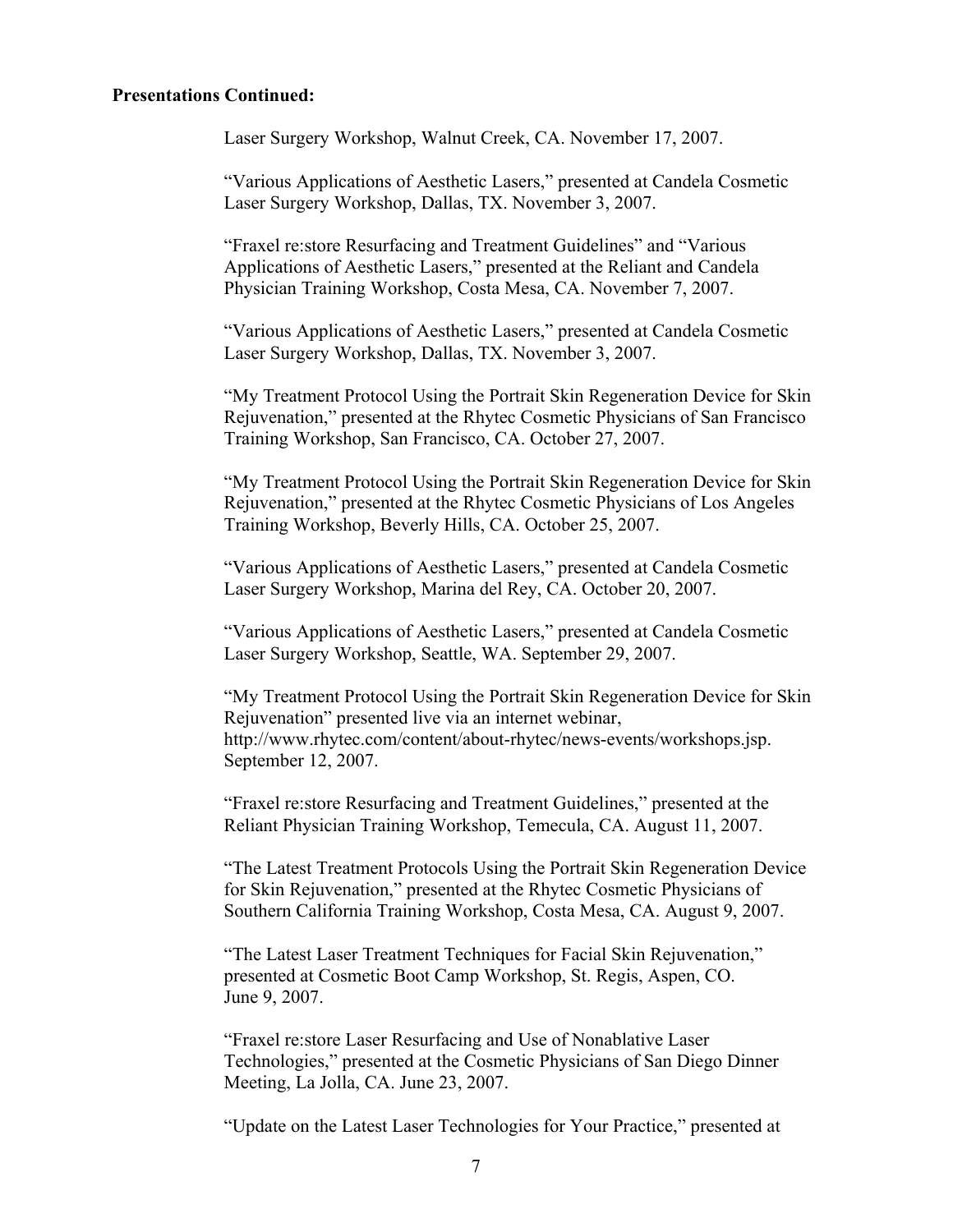**Presentations Continued:**

Laser Surgery Workshop, Walnut Creek, CA. November 17, 2007.

"Various Applications of Aesthetic Lasers," presented at Candela Cosmetic Laser Surgery Workshop, Dallas, TX. November 3, 2007.

"Fraxel re:store Resurfacing and Treatment Guidelines" and "Various Applications of Aesthetic Lasers," presented at the Reliant and Candela Physician Training Workshop, Costa Mesa, CA. November 7, 2007.

"Various Applications of Aesthetic Lasers," presented at Candela Cosmetic Laser Surgery Workshop, Dallas, TX. November 3, 2007.

"My Treatment Protocol Using the Portrait Skin Regeneration Device for Skin Rejuvenation," presented at the Rhytec Cosmetic Physicians of San Francisco Training Workshop, San Francisco, CA. October 27, 2007.

"My Treatment Protocol Using the Portrait Skin Regeneration Device for Skin Rejuvenation," presented at the Rhytec Cosmetic Physicians of Los Angeles Training Workshop, Beverly Hills, CA. October 25, 2007.

"Various Applications of Aesthetic Lasers," presented at Candela Cosmetic Laser Surgery Workshop, Marina del Rey, CA. October 20, 2007.

"Various Applications of Aesthetic Lasers," presented at Candela Cosmetic Laser Surgery Workshop, Seattle, WA. September 29, 2007.

"My Treatment Protocol Using the Portrait Skin Regeneration Device for Skin Rejuvenation" presented live via an internet webinar, http://www.rhytec.com/content/about-rhytec/news-events/workshops.jsp. September 12, 2007.

"Fraxel re:store Resurfacing and Treatment Guidelines," presented at the Reliant Physician Training Workshop, Temecula, CA. August 11, 2007.

"The Latest Treatment Protocols Using the Portrait Skin Regeneration Device for Skin Rejuvenation," presented at the Rhytec Cosmetic Physicians of Southern California Training Workshop, Costa Mesa, CA. August 9, 2007.

"The Latest Laser Treatment Techniques for Facial Skin Rejuvenation," presented at Cosmetic Boot Camp Workshop, St. Regis, Aspen, CO. June 9, 2007.

"Fraxel re:store Laser Resurfacing and Use of Nonablative Laser Technologies," presented at the Cosmetic Physicians of San Diego Dinner Meeting, La Jolla, CA. June 23, 2007.

"Update on the Latest Laser Technologies for Your Practice," presented at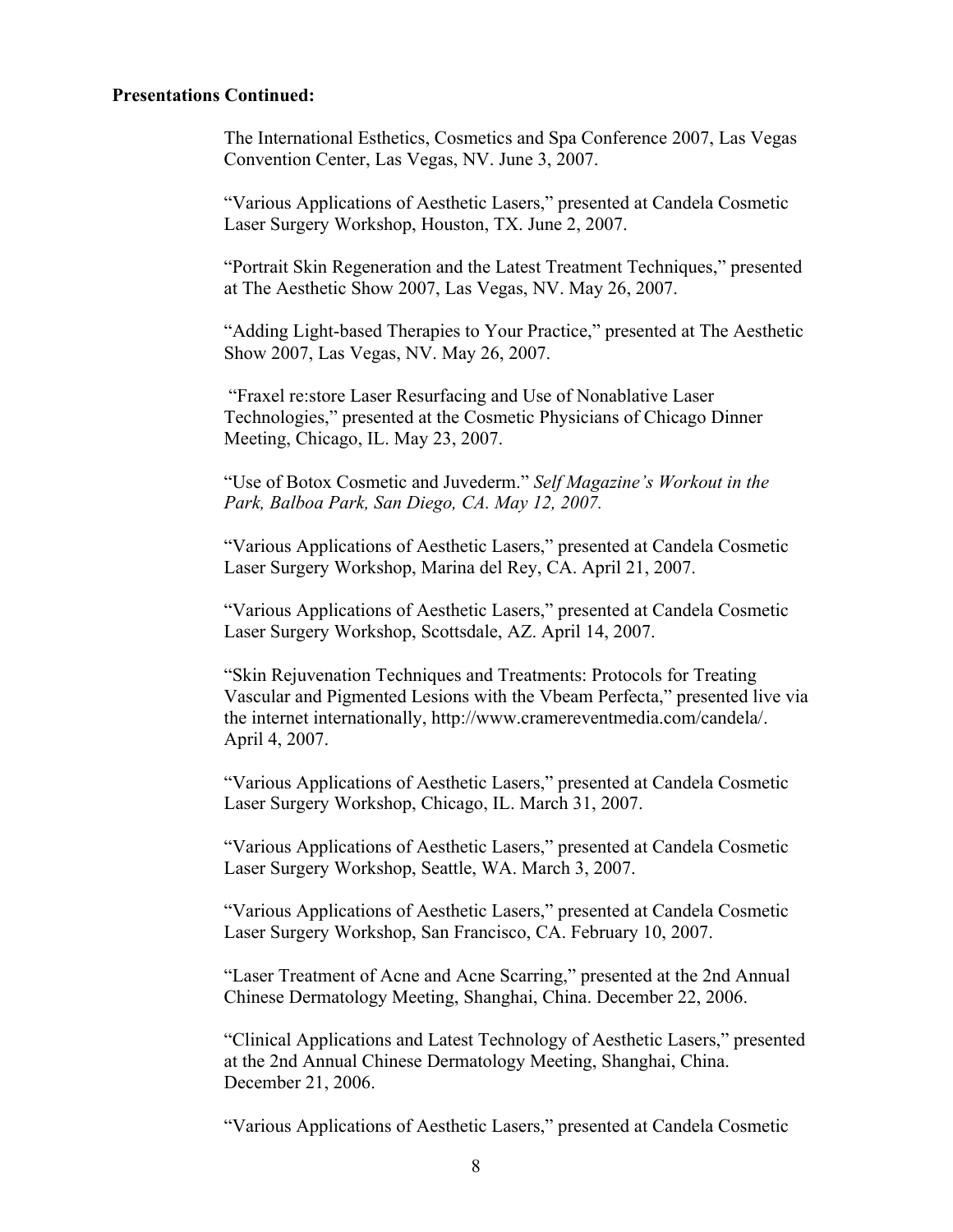**Presentations Continued:**

The International Esthetics, Cosmetics and Spa Conference 2007, Las Vegas Convention Center, Las Vegas, NV. June 3, 2007.

"Various Applications of Aesthetic Lasers," presented at Candela Cosmetic Laser Surgery Workshop, Houston, TX. June 2, 2007.

"Portrait Skin Regeneration and the Latest Treatment Techniques," presented at The Aesthetic Show 2007, Las Vegas, NV. May 26, 2007.

"Adding Light-based Therapies to Your Practice," presented at The Aesthetic Show 2007, Las Vegas, NV. May 26, 2007.

"Fraxel re:store Laser Resurfacing and Use of Nonablative Laser Technologies," presented at the Cosmetic Physicians of Chicago Dinner Meeting, Chicago, IL. May 23, 2007.

"Use of Botox Cosmetic and Juvederm." *Self Magazine's Workout in the Park, Balboa Park, San Diego, CA. May 12, 2007.*

"Various Applications of Aesthetic Lasers," presented at Candela Cosmetic Laser Surgery Workshop, Marina del Rey, CA. April 21, 2007.

"Various Applications of Aesthetic Lasers," presented at Candela Cosmetic Laser Surgery Workshop, Scottsdale, AZ. April 14, 2007.

"Skin Rejuvenation Techniques and Treatments: Protocols for Treating Vascular and Pigmented Lesions with the Vbeam Perfecta," presented live via the internet internationally, http://www.cramereventmedia.com/candela/. April 4, 2007.

"Various Applications of Aesthetic Lasers," presented at Candela Cosmetic Laser Surgery Workshop, Chicago, IL. March 31, 2007.

"Various Applications of Aesthetic Lasers," presented at Candela Cosmetic Laser Surgery Workshop, Seattle, WA. March 3, 2007.

"Various Applications of Aesthetic Lasers," presented at Candela Cosmetic Laser Surgery Workshop, San Francisco, CA. February 10, 2007.

"Laser Treatment of Acne and Acne Scarring," presented at the 2nd Annual Chinese Dermatology Meeting, Shanghai, China. December 22, 2006.

"Clinical Applications and Latest Technology of Aesthetic Lasers," presented at the 2nd Annual Chinese Dermatology Meeting, Shanghai, China. December 21, 2006.

"Various Applications of Aesthetic Lasers," presented at Candela Cosmetic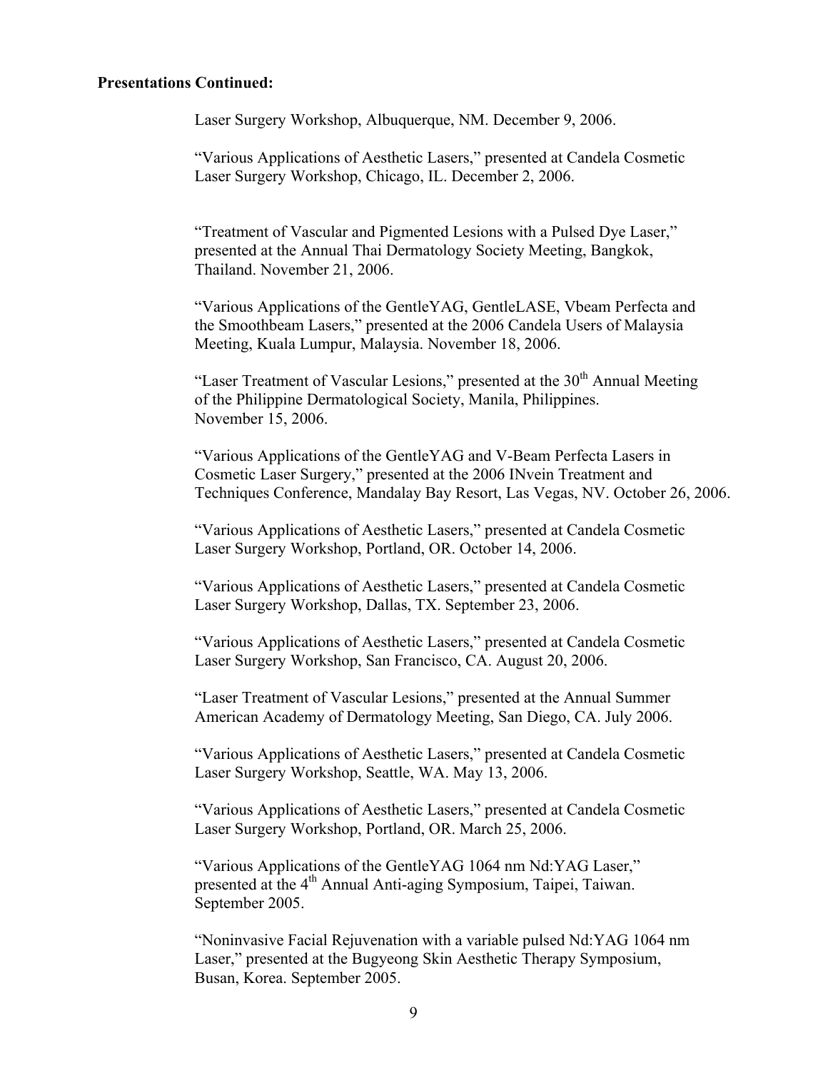**Presentations Continued:**

Laser Surgery Workshop, Albuquerque, NM. December 9, 2006.

"Various Applications of Aesthetic Lasers," presented at Candela Cosmetic Laser Surgery Workshop, Chicago, IL. December 2, 2006.

"Treatment of Vascular and Pigmented Lesions with a Pulsed Dye Laser," presented at the Annual Thai Dermatology Society Meeting, Bangkok, Thailand. November 21, 2006.

"Various Applications of the GentleYAG, GentleLASE, Vbeam Perfecta and the Smoothbeam Lasers," presented at the 2006 Candela Users of Malaysia Meeting, Kuala Lumpur, Malaysia. November 18, 2006.

"Laser Treatment of Vascular Lesions," presented at the 30th Annual Meeting of the Philippine Dermatological Society, Manila, Philippines. November 15, 2006.

"Various Applications of the GentleYAG and V-Beam Perfecta Lasers in Cosmetic Laser Surgery," presented at the 2006 INvein Treatment and Techniques Conference, Mandalay Bay Resort, Las Vegas, NV. October 26, 2006.

"Various Applications of Aesthetic Lasers," presented at Candela Cosmetic Laser Surgery Workshop, Portland, OR. October 14, 2006.

"Various Applications of Aesthetic Lasers," presented at Candela Cosmetic Laser Surgery Workshop, Dallas, TX. September 23, 2006.

"Various Applications of Aesthetic Lasers," presented at Candela Cosmetic Laser Surgery Workshop, San Francisco, CA. August 20, 2006.

"Laser Treatment of Vascular Lesions," presented at the Annual Summer American Academy of Dermatology Meeting, San Diego, CA. July 2006.

"Various Applications of Aesthetic Lasers," presented at Candela Cosmetic Laser Surgery Workshop, Seattle, WA. May 13, 2006.

"Various Applications of Aesthetic Lasers," presented at Candela Cosmetic Laser Surgery Workshop, Portland, OR. March 25, 2006.

"Various Applications of the GentleYAG 1064 nm Nd:YAG Laser," presented at the 4th Annual Anti-aging Symposium, Taipei, Taiwan. September 2005.

"Noninvasive Facial Rejuvenation with a variable pulsed Nd:YAG 1064 nm Laser," presented at the Bugyeong Skin Aesthetic Therapy Symposium, Busan, Korea. September 2005.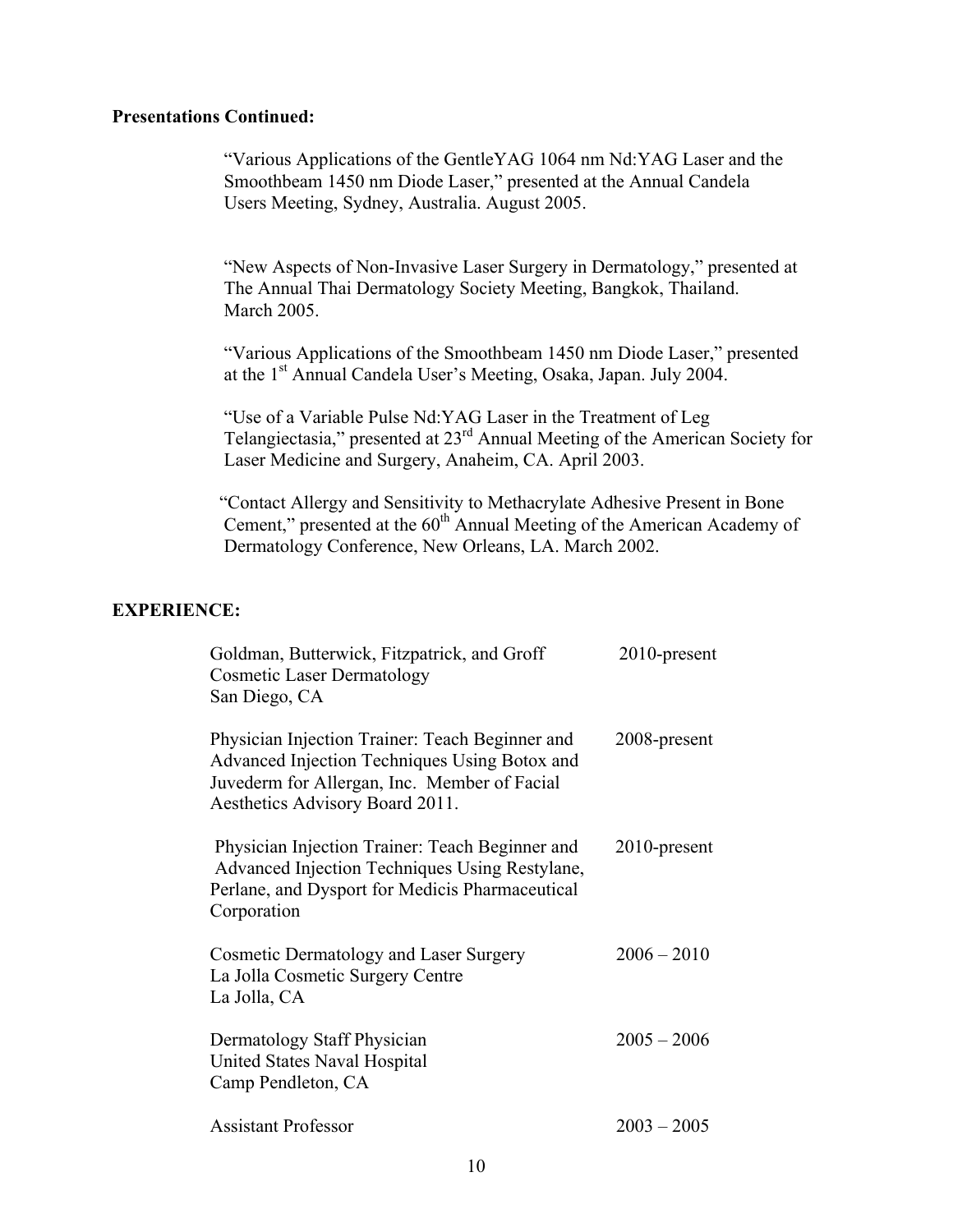**Presentations Continued:**

"Various Applications of the GentleYAG 1064 nm Nd:YAG Laser and the Smoothbeam 1450 nm Diode Laser," presented at the Annual Candela Users Meeting, Sydney, Australia. August 2005.

"New Aspects of Non-Invasive Laser Surgery in Dermatology," presented at The Annual Thai Dermatology Society Meeting, Bangkok, Thailand. March 2005.

"Various Applications of the Smoothbeam 1450 nm Diode Laser," presented at the 1st Annual Candela User's Meeting, Osaka, Japan. July 2004.

"Use of a Variable Pulse Nd:YAG Laser in the Treatment of Leg Telangiectasia," presented at 23rd Annual Meeting of the American Society for Laser Medicine and Surgery, Anaheim, CA. April 2003.

"Contact Allergy and Sensitivity to Methacrylate Adhesive Present in Bone Cement," presented at the 60th Annual Meeting of the American Academy of Dermatology Conference, New Orleans, LA. March 2002.

**EXPERIENCE:**

| | |
|---|---|
| Goldman, Butterwick, Fitzpatrick, and Groff<br>Cosmetic Laser Dermatology<br>San Diego, CA | 2010-present |
| Physician Injection Trainer: Teach Beginner and Advanced Injection Techniques Using Botox and Juvederm for Allergan, Inc. Member of Facial Aesthetics Advisory Board 2011. | 2008-present |
| Physician Injection Trainer: Teach Beginner and Advanced Injection Techniques Using Restylane, Perlane, and Dysport for Medicis Pharmaceutical Corporation | 2010-present |
| Cosmetic Dermatology and Laser Surgery<br>La Jolla Cosmetic Surgery Centre<br>La Jolla, CA | 2006 – 2010 |
| Dermatology Staff Physician<br>United States Naval Hospital<br>Camp Pendleton, CA | 2005 – 2006 |
| Assistant Professor | 2003 – 2005 |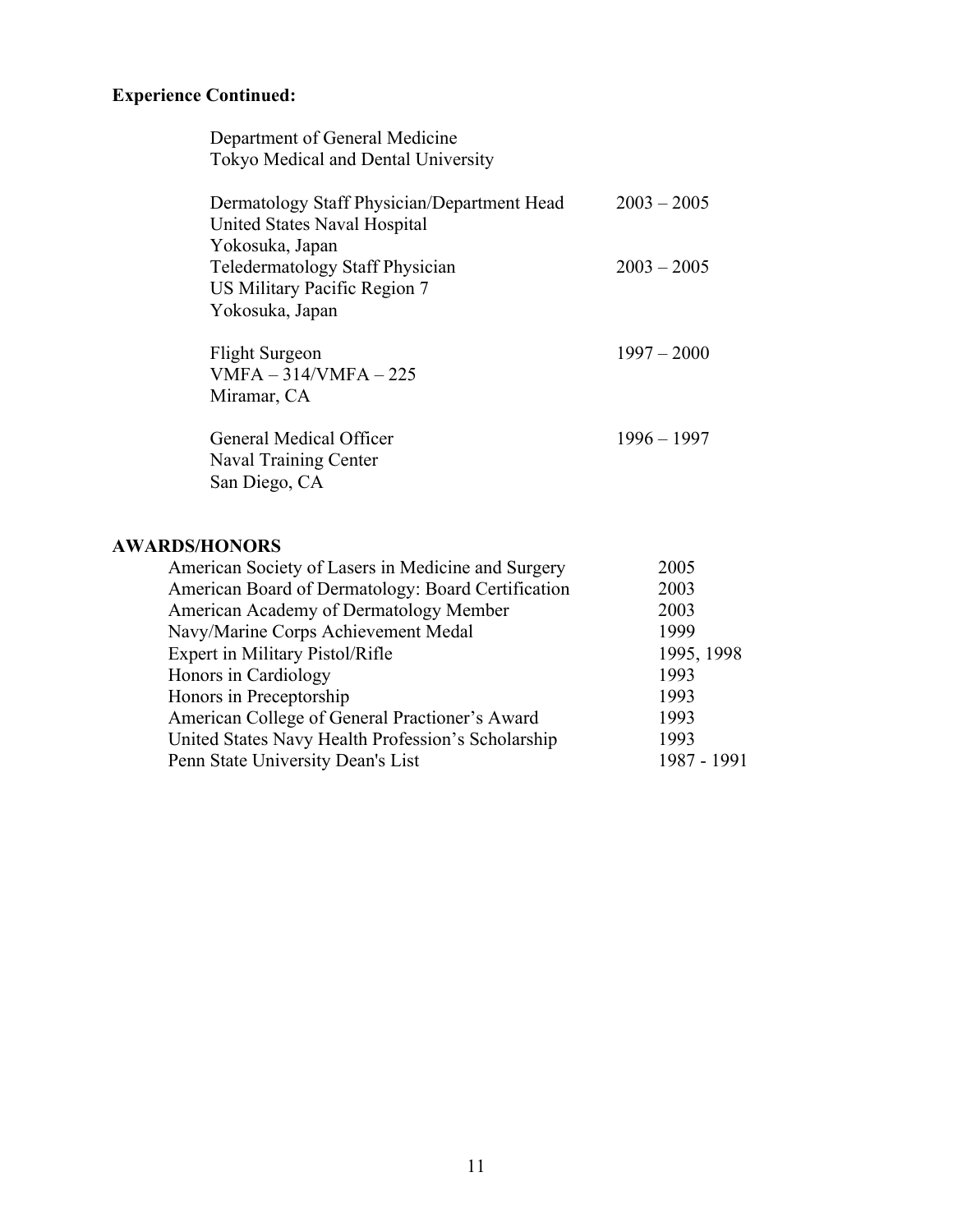**Experience Continued:**

| | |
|---|---|
| Department of General Medicine<br>Tokyo Medical and Dental University | |
| Dermatology Staff Physician/Department Head<br>United States Naval Hospital<br>Yokosuka, Japan | 2003 – 2005 |
| Teledermatology Staff Physician<br>US Military Pacific Region 7<br>Yokosuka, Japan | 2003 – 2005 |
| Flight Surgeon<br>VMFA – 314/VMFA – 225<br>Miramar, CA | 1997 – 2000 |
| General Medical Officer<br>Naval Training Center<br>San Diego, CA | 1996 – 1997 |

**AWARDS/HONORS**

| | |
|---|---|
| American Society of Lasers in Medicine and Surgery | 2005 |
| American Board of Dermatology: Board Certification | 2003 |
| American Academy of Dermatology Member | 2003 |
| Navy/Marine Corps Achievement Medal | 1999 |
| Expert in Military Pistol/Rifle | 1995, 1998 |
| Honors in Cardiology | 1993 |
| Honors in Preceptorship | 1993 |
| American College of General Practioner's Award | 1993 |
| United States Navy Health Profession's Scholarship | 1993 |
| Penn State University Dean's List | 1987 - 1991 |